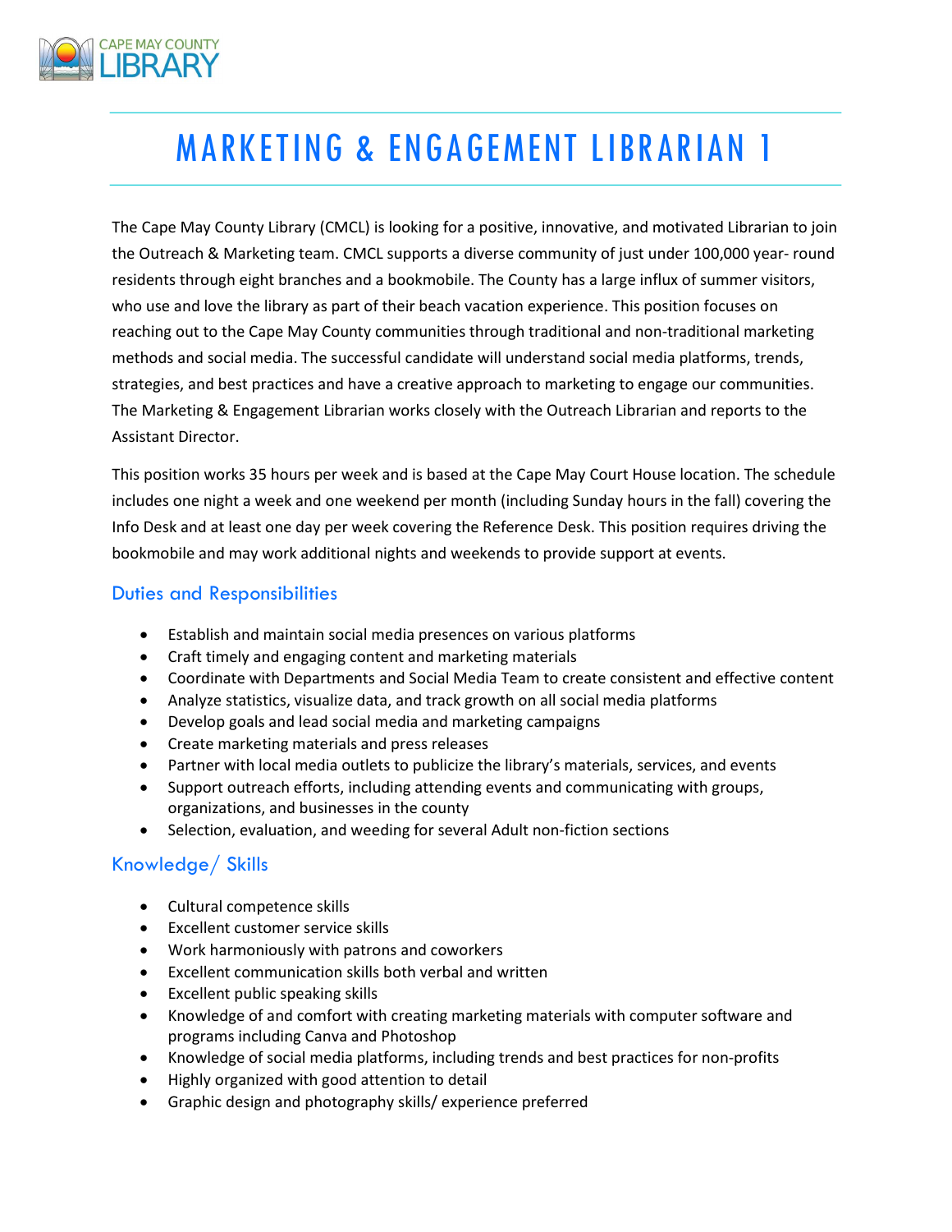CAPE MAY COUNTY LIBRARY

# MARKETING & ENGAGEMENT LIBRARIAN 1

The Cape May County Library (CMCL) is looking for a positive, innovative, and motivated Librarian to join the Outreach & Marketing team. CMCL supports a diverse community of just under 100,000 year- round residents through eight branches and a bookmobile. The County has a large influx of summer visitors, who use and love the library as part of their beach vacation experience. This position focuses on reaching out to the Cape May County communities through traditional and non-traditional marketing methods and social media. The successful candidate will understand social media platforms, trends, strategies, and best practices and have a creative approach to marketing to engage our communities. The Marketing & Engagement Librarian works closely with the Outreach Librarian and reports to the Assistant Director.

This position works 35 hours per week and is based at the Cape May Court House location. The schedule includes one night a week and one weekend per month (including Sunday hours in the fall) covering the Info Desk and at least one day per week covering the Reference Desk. This position requires driving the bookmobile and may work additional nights and weekends to provide support at events.

## Duties and Responsibilities

- Establish and maintain social media presences on various platforms
- Craft timely and engaging content and marketing materials
- Coordinate with Departments and Social Media Team to create consistent and effective content
- Analyze statistics, visualize data, and track growth on all social media platforms
- Develop goals and lead social media and marketing campaigns
- Create marketing materials and press releases
- Partner with local media outlets to publicize the library's materials, services, and events
- Support outreach efforts, including attending events and communicating with groups, organizations, and businesses in the county
- Selection, evaluation, and weeding for several Adult non-fiction sections

## Knowledge/ Skills

- Cultural competence skills
- Excellent customer service skills
- Work harmoniously with patrons and coworkers
- Excellent communication skills both verbal and written
- Excellent public speaking skills
- Knowledge of and comfort with creating marketing materials with computer software and programs including Canva and Photoshop
- Knowledge of social media platforms, including trends and best practices for non-profits
- Highly organized with good attention to detail
- Graphic design and photography skills/ experience preferred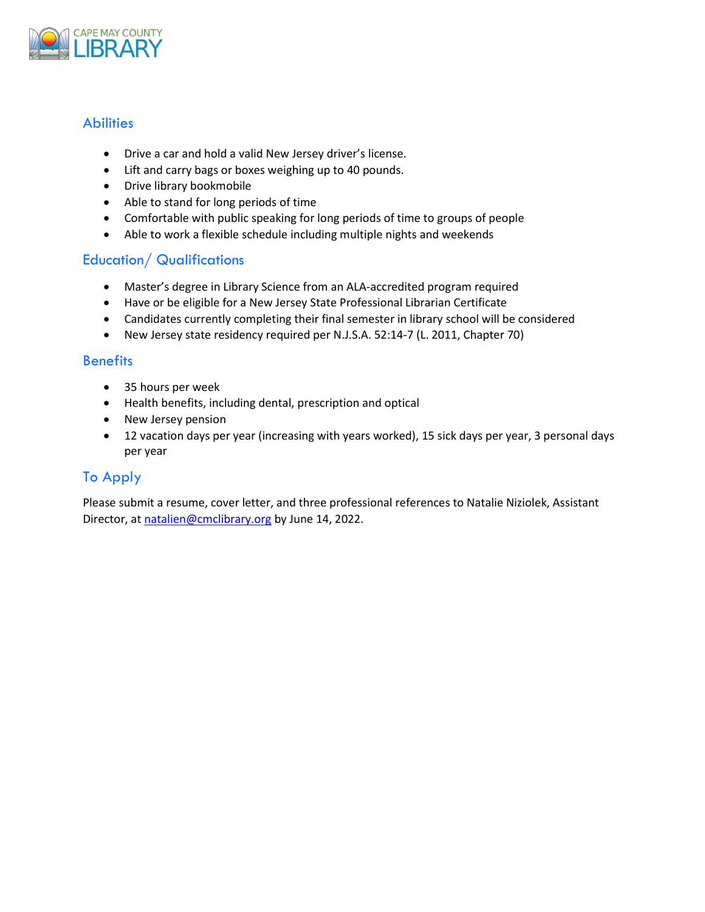## Abilities

- Drive a car and hold a valid New Jersey driver's license.
- Lift and carry bags or boxes weighing up to 40 pounds.
- Drive library bookmobile
- Able to stand for long periods of time
- Comfortable with public speaking for long periods of time to groups of people
- Able to work a flexible schedule including multiple nights and weekends

## Education/ Qualifications

- Master's degree in Library Science from an ALA-accredited program required
- Have or be eligible for a New Jersey State Professional Librarian Certificate
- Candidates currently completing their final semester in library school will be considered
- New Jersey state residency required per N.J.S.A. 52:14-7 (L. 2011, Chapter 70)

## Benefits

- 35 hours per week
- Health benefits, including dental, prescription and optical
- New Jersey pension
- 12 vacation days per year (increasing with years worked), 15 sick days per year, 3 personal days per year

## To Apply

Please submit a resume, cover letter, and three professional references to Natalie Niziolek, Assistant Director, at natalien@cmclibrary.org by June 14, 2022.